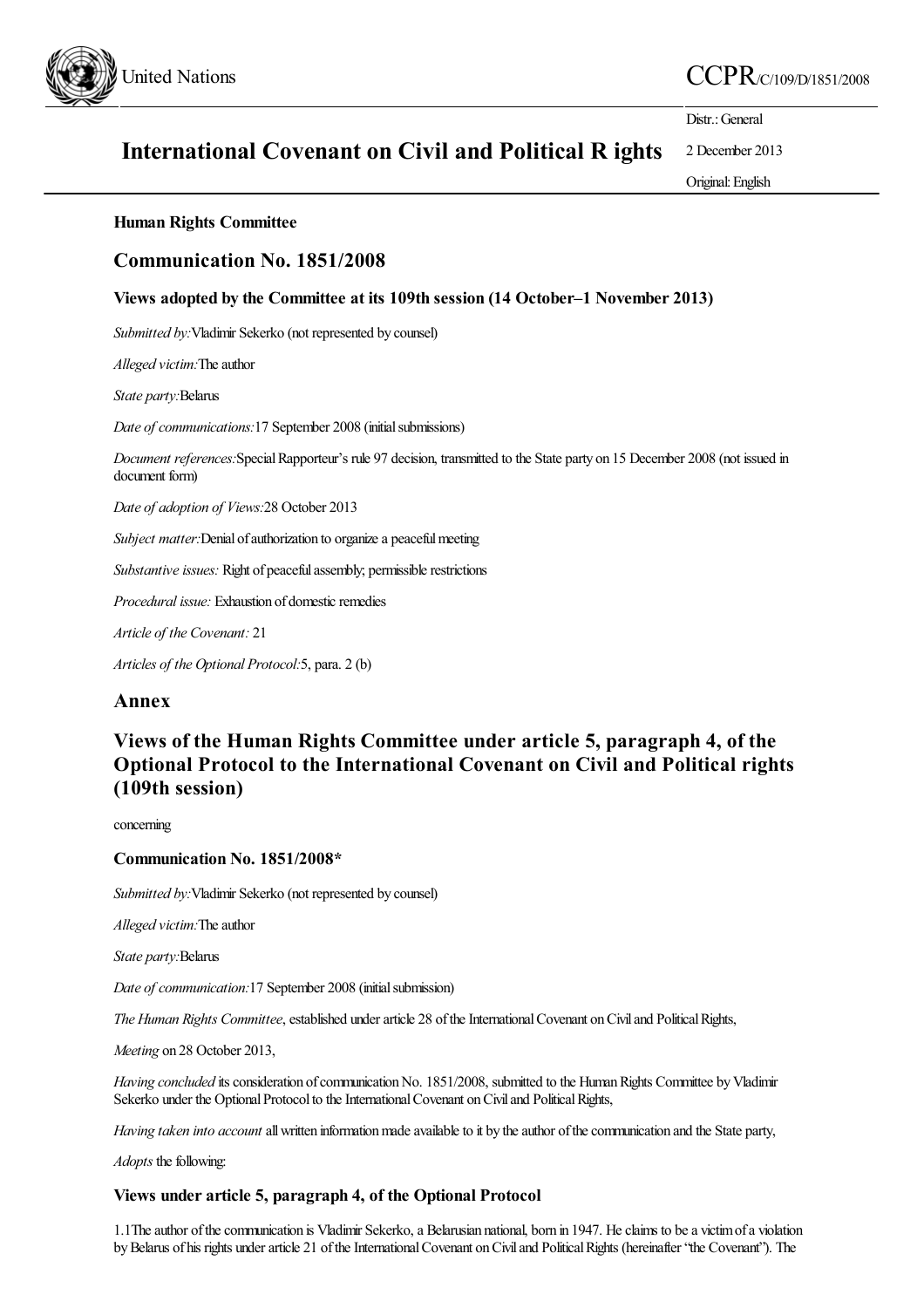United Nations

CCPR/C/109/D/1851/2008

# International Covenant on Civil and Political R ights

Distr.: General

2 December 2013

Original: English

**Human Rights Committee**

## Communication No. 1851/2008

**Views adopted by the Committee at its 109th session (14 October–1 November 2013)**

*Submitted by:* Vladimir Sekerko (not represented by counsel)

*Alleged victim:* The author

*State party:* Belarus

*Date of communications:* 17 September 2008 (initial submissions)

*Document references:* Special Rapporteur's rule 97 decision, transmitted to the State party on 15 December 2008 (not issued in document form)

*Date of adoption of Views:* 28 October 2013

*Subject matter:* Denial of authorization to organize a peaceful meeting

*Substantive issues:* Right of peaceful assembly; permissible restrictions

*Procedural issue:* Exhaustion of domestic remedies

*Article of the Covenant:* 21

*Articles of the Optional Protocol:* 5, para. 2 (b)

## Annex

## Views of the Human Rights Committee under article 5, paragraph 4, of the Optional Protocol to the International Covenant on Civil and Political rights (109th session)

concerning

### Communication No. 1851/2008*

*Submitted by:* Vladimir Sekerko (not represented by counsel)

*Alleged victim:* The author

*State party:* Belarus

*Date of communication:* 17 September 2008 (initial submission)

*The Human Rights Committee*, established under article 28 of the International Covenant on Civil and Political Rights,

*Meeting* on 28 October 2013,

*Having concluded* its consideration of communication No. 1851/2008, submitted to the Human Rights Committee by Vladimir Sekerko under the Optional Protocol to the International Covenant on Civil and Political Rights,

*Having taken into account* all written information made available to it by the author of the communication and the State party,

*Adopts* the following:

### Views under article 5, paragraph 4, of the Optional Protocol

1.1 The author of the communication is Vladimir Sekerko, a Belarusian national, born in 1947. He claims to be a victim of a violation by Belarus of his rights under article 21 of the International Covenant on Civil and Political Rights (hereinafter "the Covenant"). The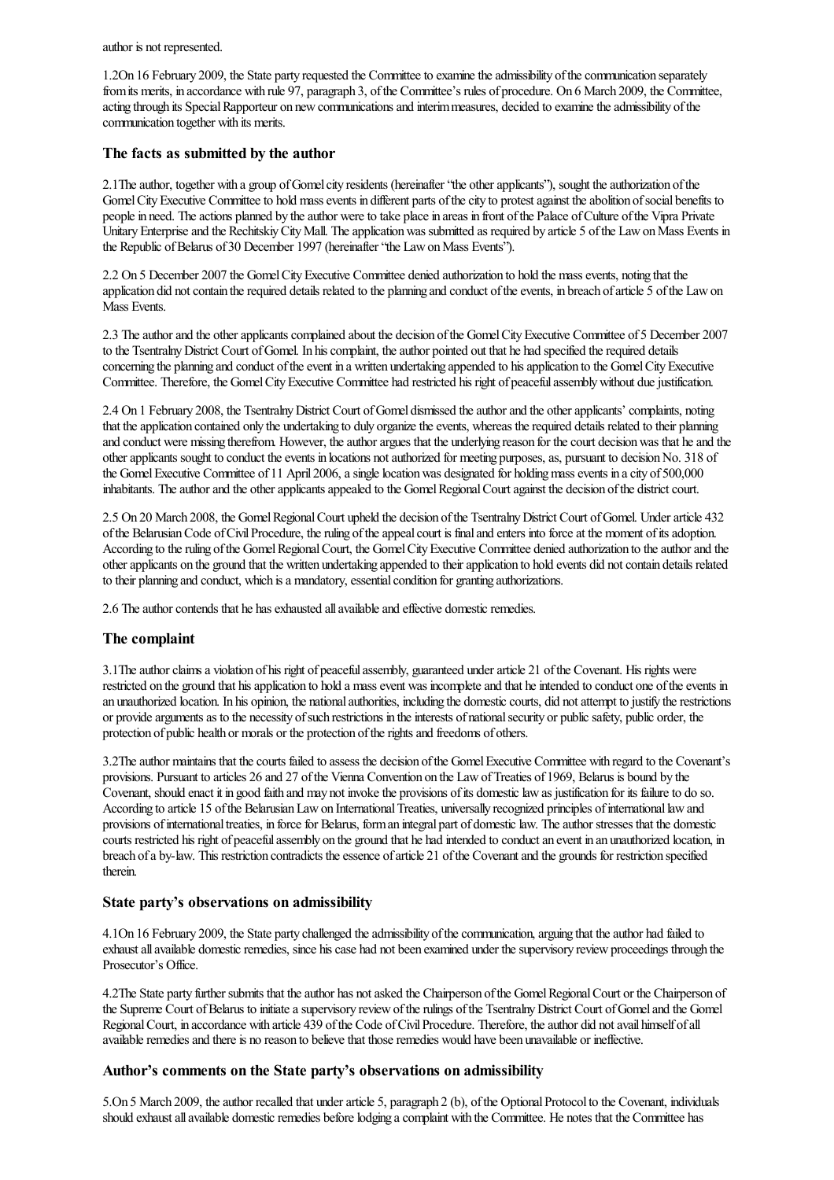author is not represented.

1.2On 16 February 2009, the State party requested the Committee to examine the admissibility of the communication separately from its merits, in accordance with rule 97, paragraph 3, of the Committee's rules of procedure. On 6 March 2009, the Committee, acting through its Special Rapporteur on new communications and interim measures, decided to examine the admissibility of the communication together with its merits.

### The facts as submitted by the author

2.1The author, together with a group of Gomel city residents (hereinafter "the other applicants"), sought the authorization of the Gomel City Executive Committee to hold mass events in different parts of the city to protest against the abolition of social benefits to people in need. The actions planned by the author were to take place in areas in front of the Palace of Culture of the Vipra Private Unitary Enterprise and the Rechitskiy City Mall. The application was submitted as required by article 5 of the Law on Mass Events in the Republic of Belarus of 30 December 1997 (hereinafter "the Law on Mass Events").

2.2 On 5 December 2007 the Gomel City Executive Committee denied authorization to hold the mass events, noting that the application did not contain the required details related to the planning and conduct of the events, in breach of article 5 of the Law on Mass Events.

2.3 The author and the other applicants complained about the decision of the Gomel City Executive Committee of 5 December 2007 to the Tsentralny District Court of Gomel. In his complaint, the author pointed out that he had specified the required details concerning the planning and conduct of the event in a written undertaking appended to his application to the Gomel City Executive Committee. Therefore, the Gomel City Executive Committee had restricted his right of peaceful assembly without due justification.

2.4 On 1 February 2008, the Tsentralny District Court of Gomel dismissed the author and the other applicants' complaints, noting that the application contained only the undertaking to duly organize the events, whereas the required details related to their planning and conduct were missing therefrom. However, the author argues that the underlying reason for the court decision was that he and the other applicants sought to conduct the events in locations not authorized for meeting purposes, as, pursuant to decision No. 318 of the Gomel Executive Committee of 11 April 2006, a single location was designated for holding mass events in a city of 500,000 inhabitants. The author and the other applicants appealed to the Gomel Regional Court against the decision of the district court.

2.5 On 20 March 2008, the Gomel Regional Court upheld the decision of the Tsentralny District Court of Gomel. Under article 432 of the Belarusian Code of Civil Procedure, the ruling of the appeal court is final and enters into force at the moment of its adoption. According to the ruling of the Gomel Regional Court, the Gomel City Executive Committee denied authorization to the author and the other applicants on the ground that the written undertaking appended to their application to hold events did not contain details related to their planning and conduct, which is a mandatory, essential condition for granting authorizations.

2.6 The author contends that he has exhausted all available and effective domestic remedies.

### The complaint

3.1The author claims a violation of his right of peaceful assembly, guaranteed under article 21 of the Covenant. His rights were restricted on the ground that his application to hold a mass event was incomplete and that he intended to conduct one of the events in an unauthorized location. In his opinion, the national authorities, including the domestic courts, did not attempt to justify the restrictions or provide arguments as to the necessity of such restrictions in the interests of national security or public safety, public order, the protection of public health or morals or the protection of the rights and freedoms of others.

3.2The author maintains that the courts failed to assess the decision of the Gomel Executive Committee with regard to the Covenant's provisions. Pursuant to articles 26 and 27 of the Vienna Convention on the Law of Treaties of 1969, Belarus is bound by the Covenant, should enact it in good faith and may not invoke the provisions of its domestic law as justification for its failure to do so. According to article 15 of the Belarusian Law on International Treaties, universally recognized principles of international law and provisions of international treaties, in force for Belarus, form an integral part of domestic law. The author stresses that the domestic courts restricted his right of peaceful assembly on the ground that he had intended to conduct an event in an unauthorized location, in breach of a by-law. This restriction contradicts the essence of article 21 of the Covenant and the grounds for restriction specified therein.

### State party's observations on admissibility

4.1On 16 February 2009, the State party challenged the admissibility of the communication, arguing that the author had failed to exhaust all available domestic remedies, since his case had not been examined under the supervisory review proceedings through the Prosecutor's Office.

4.2The State party further submits that the author has not asked the Chairperson of the Gomel Regional Court or the Chairperson of the Supreme Court of Belarus to initiate a supervisory review of the rulings of the Tsentralny District Court of Gomel and the Gomel Regional Court, in accordance with article 439 of the Code of Civil Procedure. Therefore, the author did not avail himself of all available remedies and there is no reason to believe that those remedies would have been unavailable or ineffective.

### Author's comments on the State party's observations on admissibility

5.On 5 March 2009, the author recalled that under article 5, paragraph 2 (b), of the Optional Protocol to the Covenant, individuals should exhaust all available domestic remedies before lodging a complaint with the Committee. He notes that the Committee has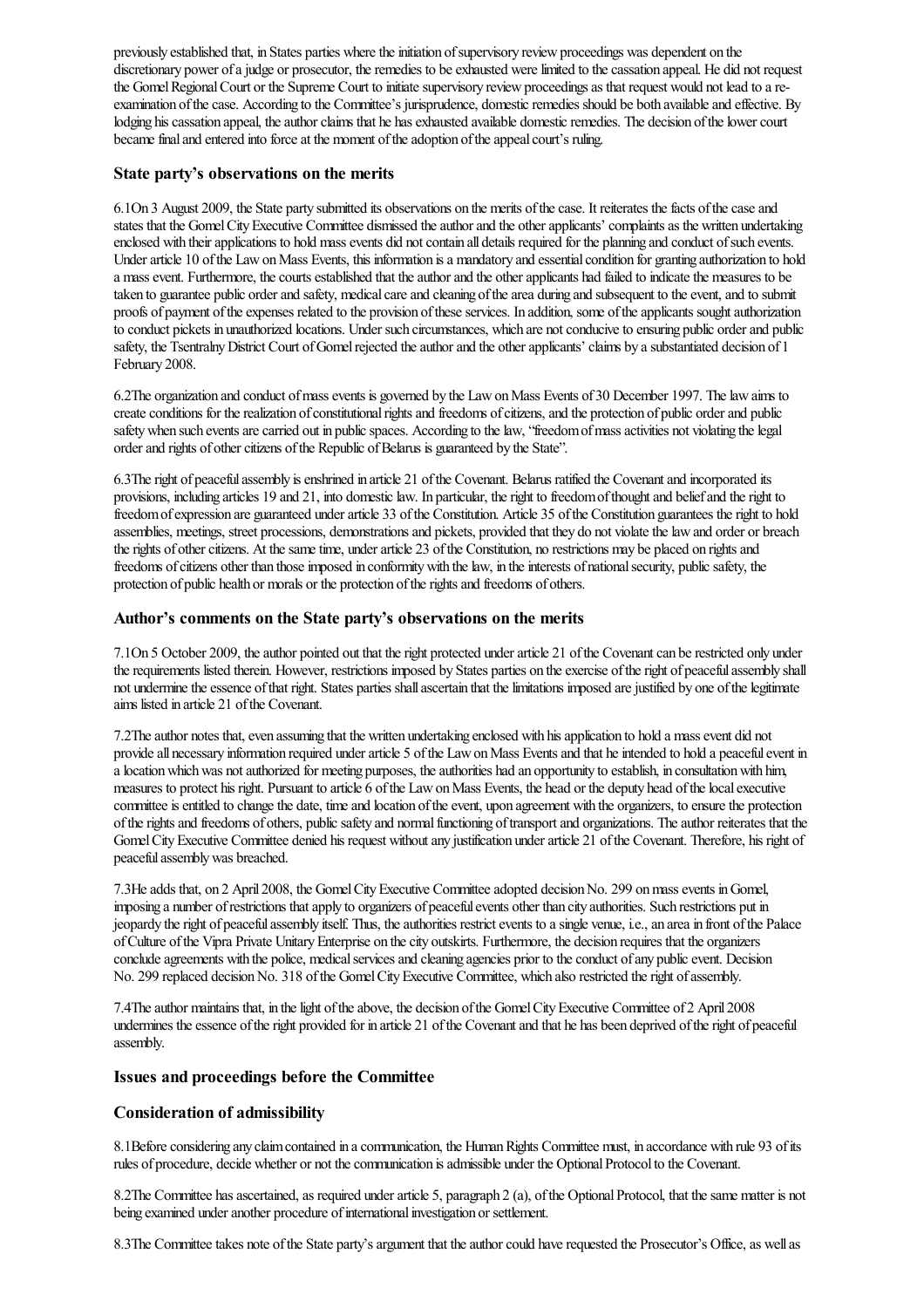previously established that, in States parties where the initiation of supervisory review proceedings was dependent on the discretionary power of a judge or prosecutor, the remedies to be exhausted were limited to the cassation appeal. He did not request the Gomel Regional Court or the Supreme Court to initiate supervisory review proceedings as that request would not lead to a re-examination of the case. According to the Committee's jurisprudence, domestic remedies should be both available and effective. By lodging his cassation appeal, the author claims that he has exhausted available domestic remedies. The decision of the lower court became final and entered into force at the moment of the adoption of the appeal court's ruling.

### State party's observations on the merits

6.1On 3 August 2009, the State party submitted its observations on the merits of the case. It reiterates the facts of the case and states that the Gomel City Executive Committee dismissed the author and the other applicants' complaints as the written undertaking enclosed with their applications to hold mass events did not contain all details required for the planning and conduct of such events. Under article 10 of the Law on Mass Events, this information is a mandatory and essential condition for granting authorization to hold a mass event. Furthermore, the courts established that the author and the other applicants had failed to indicate the measures to be taken to guarantee public order and safety, medical care and cleaning of the area during and subsequent to the event, and to submit proofs of payment of the expenses related to the provision of these services. In addition, some of the applicants sought authorization to conduct pickets in unauthorized locations. Under such circumstances, which are not conducive to ensuring public order and public safety, the Tsentralny District Court of Gomel rejected the author and the other applicants' claims by a substantiated decision of 1 February 2008.

6.2The organization and conduct of mass events is governed by the Law on Mass Events of 30 December 1997. The law aims to create conditions for the realization of constitutional rights and freedoms of citizens, and the protection of public order and public safety when such events are carried out in public spaces. According to the law, "freedom of mass activities not violating the legal order and rights of other citizens of the Republic of Belarus is guaranteed by the State".

6.3The right of peaceful assembly is enshrined in article 21 of the Covenant. Belarus ratified the Covenant and incorporated its provisions, including articles 19 and 21, into domestic law. In particular, the right to freedom of thought and belief and the right to freedom of expression are guaranteed under article 33 of the Constitution. Article 35 of the Constitution guarantees the right to hold assemblies, meetings, street processions, demonstrations and pickets, provided that they do not violate the law and order or breach the rights of other citizens. At the same time, under article 23 of the Constitution, no restrictions may be placed on rights and freedoms of citizens other than those imposed in conformity with the law, in the interests of national security, public safety, the protection of public health or morals or the protection of the rights and freedoms of others.

### Author's comments on the State party's observations on the merits

7.1On 5 October 2009, the author pointed out that the right protected under article 21 of the Covenant can be restricted only under the requirements listed therein. However, restrictions imposed by States parties on the exercise of the right of peaceful assembly shall not undermine the essence of that right. States parties shall ascertain that the limitations imposed are justified by one of the legitimate aims listed in article 21 of the Covenant.

7.2The author notes that, even assuming that the written undertaking enclosed with his application to hold a mass event did not provide all necessary information required under article 5 of the Law on Mass Events and that he intended to hold a peaceful event in a location which was not authorized for meeting purposes, the authorities had an opportunity to establish, in consultation with him, measures to protect his right. Pursuant to article 6 of the Law on Mass Events, the head or the deputy head of the local executive committee is entitled to change the date, time and location of the event, upon agreement with the organizers, to ensure the protection of the rights and freedoms of others, public safety and normal functioning of transport and organizations. The author reiterates that the Gomel City Executive Committee denied his request without any justification under article 21 of the Covenant. Therefore, his right of peaceful assembly was breached.

7.3He adds that, on 2 April 2008, the Gomel City Executive Committee adopted decision No. 299 on mass events in Gomel, imposing a number of restrictions that apply to organizers of peaceful events other than city authorities. Such restrictions put in jeopardy the right of peaceful assembly itself. Thus, the authorities restrict events to a single venue, i.e., an area in front of the Palace of Culture of the Vipra Private Unitary Enterprise on the city outskirts. Furthermore, the decision requires that the organizers conclude agreements with the police, medical services and cleaning agencies prior to the conduct of any public event. Decision No. 299 replaced decision No. 318 of the Gomel City Executive Committee, which also restricted the right of assembly.

7.4The author maintains that, in the light of the above, the decision of the Gomel City Executive Committee of 2 April 2008 undermines the essence of the right provided for in article 21 of the Covenant and that he has been deprived of the right of peaceful assembly.

### Issues and proceedings before the Committee

### Consideration of admissibility

8.1Before considering any claim contained in a communication, the Human Rights Committee must, in accordance with rule 93 of its rules of procedure, decide whether or not the communication is admissible under the Optional Protocol to the Covenant.

8.2The Committee has ascertained, as required under article 5, paragraph 2 (a), of the Optional Protocol, that the same matter is not being examined under another procedure of international investigation or settlement.

8.3The Committee takes note of the State party's argument that the author could have requested the Prosecutor's Office, as well as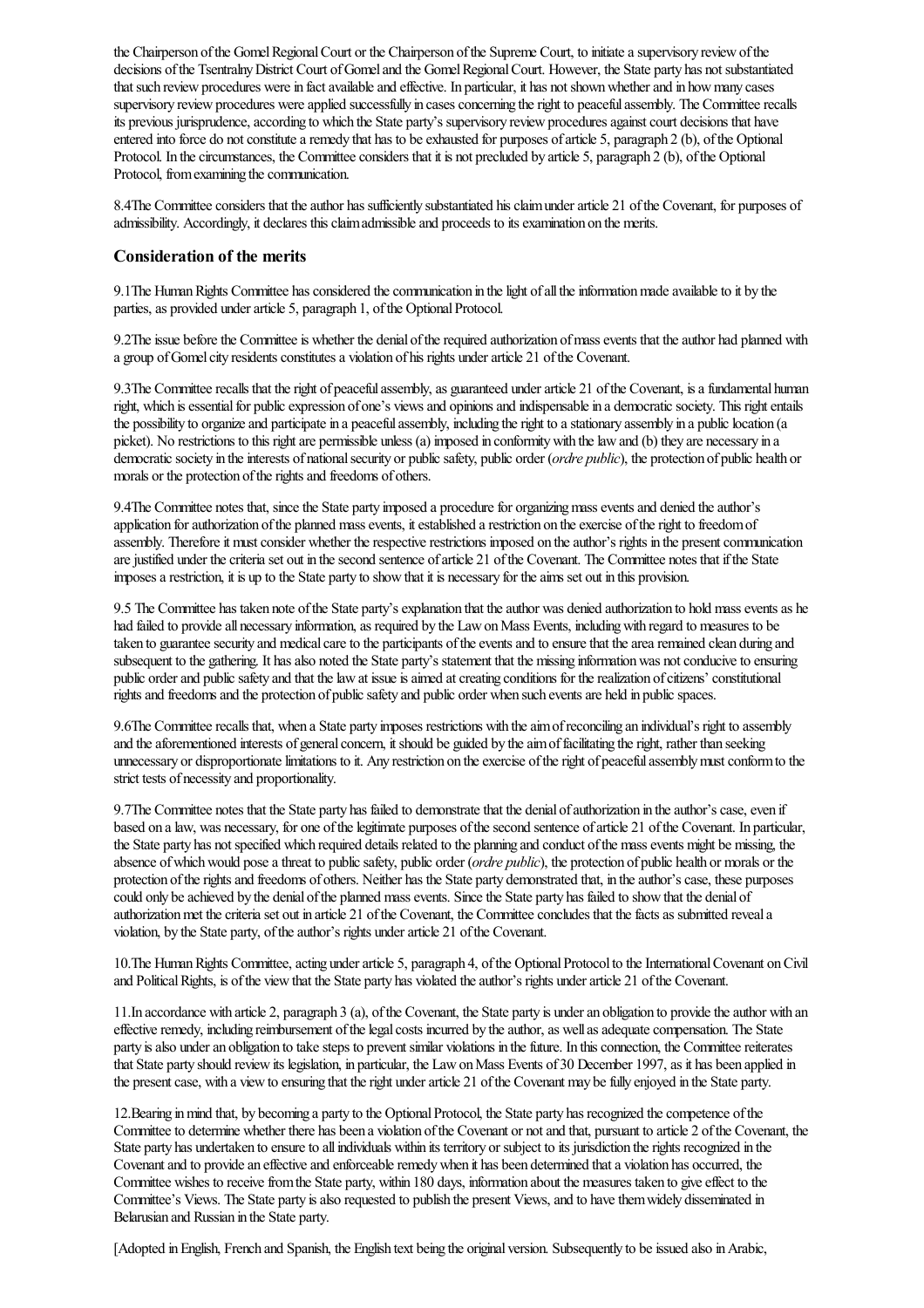the Chairperson of the Gomel Regional Court or the Chairperson of the Supreme Court, to initiate a supervisory review of the decisions of the Tsentralny District Court of Gomel and the Gomel Regional Court. However, the State party has not substantiated that such review procedures were in fact available and effective. In particular, it has not shown whether and in how many cases supervisory review procedures were applied successfully in cases concerning the right to peaceful assembly. The Committee recalls its previous jurisprudence, according to which the State party's supervisory review procedures against court decisions that have entered into force do not constitute a remedy that has to be exhausted for purposes of article 5, paragraph 2 (b), of the Optional Protocol. In the circumstances, the Committee considers that it is not precluded by article 5, paragraph 2 (b), of the Optional Protocol, from examining the communication.

8.4 The Committee considers that the author has sufficiently substantiated his claim under article 21 of the Covenant, for purposes of admissibility. Accordingly, it declares this claim admissible and proceeds to its examination on the merits.

### Consideration of the merits

9.1 The Human Rights Committee has considered the communication in the light of all the information made available to it by the parties, as provided under article 5, paragraph 1, of the Optional Protocol.

9.2 The issue before the Committee is whether the denial of the required authorization of mass events that the author had planned with a group of Gomel city residents constitutes a violation of his rights under article 21 of the Covenant.

9.3 The Committee recalls that the right of peaceful assembly, as guaranteed under article 21 of the Covenant, is a fundamental human right, which is essential for public expression of one's views and opinions and indispensable in a democratic society. This right entails the possibility to organize and participate in a peaceful assembly, including the right to a stationary assembly in a public location (a picket). No restrictions to this right are permissible unless (a) imposed in conformity with the law and (b) they are necessary in a democratic society in the interests of national security or public safety, public order (*ordre public*), the protection of public health or morals or the protection of the rights and freedoms of others.

9.4 The Committee notes that, since the State party imposed a procedure for organizing mass events and denied the author's application for authorization of the planned mass events, it established a restriction on the exercise of the right to freedom of assembly. Therefore it must consider whether the respective restrictions imposed on the author's rights in the present communication are justified under the criteria set out in the second sentence of article 21 of the Covenant. The Committee notes that if the State imposes a restriction, it is up to the State party to show that it is necessary for the aims set out in this provision.

9.5 The Committee has taken note of the State party's explanation that the author was denied authorization to hold mass events as he had failed to provide all necessary information, as required by the Law on Mass Events, including with regard to measures to be taken to guarantee security and medical care to the participants of the events and to ensure that the area remained clean during and subsequent to the gathering. It has also noted the State party's statement that the missing information was not conducive to ensuring public order and public safety and that the law at issue is aimed at creating conditions for the realization of citizens' constitutional rights and freedoms and the protection of public safety and public order when such events are held in public spaces.

9.6 The Committee recalls that, when a State party imposes restrictions with the aim of reconciling an individual's right to assembly and the aforementioned interests of general concern, it should be guided by the aim of facilitating the right, rather than seeking unnecessary or disproportionate limitations to it. Any restriction on the exercise of the right of peaceful assembly must conform to the strict tests of necessity and proportionality.

9.7 The Committee notes that the State party has failed to demonstrate that the denial of authorization in the author's case, even if based on a law, was necessary, for one of the legitimate purposes of the second sentence of article 21 of the Covenant. In particular, the State party has not specified which required details related to the planning and conduct of the mass events might be missing, the absence of which would pose a threat to public safety, public order (*ordre public*), the protection of public health or morals or the protection of the rights and freedoms of others. Neither has the State party demonstrated that, in the author's case, these purposes could only be achieved by the denial of the planned mass events. Since the State party has failed to show that the denial of authorization met the criteria set out in article 21 of the Covenant, the Committee concludes that the facts as submitted reveal a violation, by the State party, of the author's rights under article 21 of the Covenant.

10. The Human Rights Committee, acting under article 5, paragraph 4, of the Optional Protocol to the International Covenant on Civil and Political Rights, is of the view that the State party has violated the author's rights under article 21 of the Covenant.

11. In accordance with article 2, paragraph 3 (a), of the Covenant, the State party is under an obligation to provide the author with an effective remedy, including reimbursement of the legal costs incurred by the author, as well as adequate compensation. The State party is also under an obligation to take steps to prevent similar violations in the future. In this connection, the Committee reiterates that State party should review its legislation, in particular, the Law on Mass Events of 30 December 1997, as it has been applied in the present case, with a view to ensuring that the right under article 21 of the Covenant may be fully enjoyed in the State party.

12. Bearing in mind that, by becoming a party to the Optional Protocol, the State party has recognized the competence of the Committee to determine whether there has been a violation of the Covenant or not and that, pursuant to article 2 of the Covenant, the State party has undertaken to ensure to all individuals within its territory or subject to its jurisdiction the rights recognized in the Covenant and to provide an effective and enforceable remedy when it has been determined that a violation has occurred, the Committee wishes to receive from the State party, within 180 days, information about the measures taken to give effect to the Committee's Views. The State party is also requested to publish the present Views, and to have them widely disseminated in Belarusian and Russian in the State party.

[Adopted in English, French and Spanish, the English text being the original version. Subsequently to be issued also in Arabic,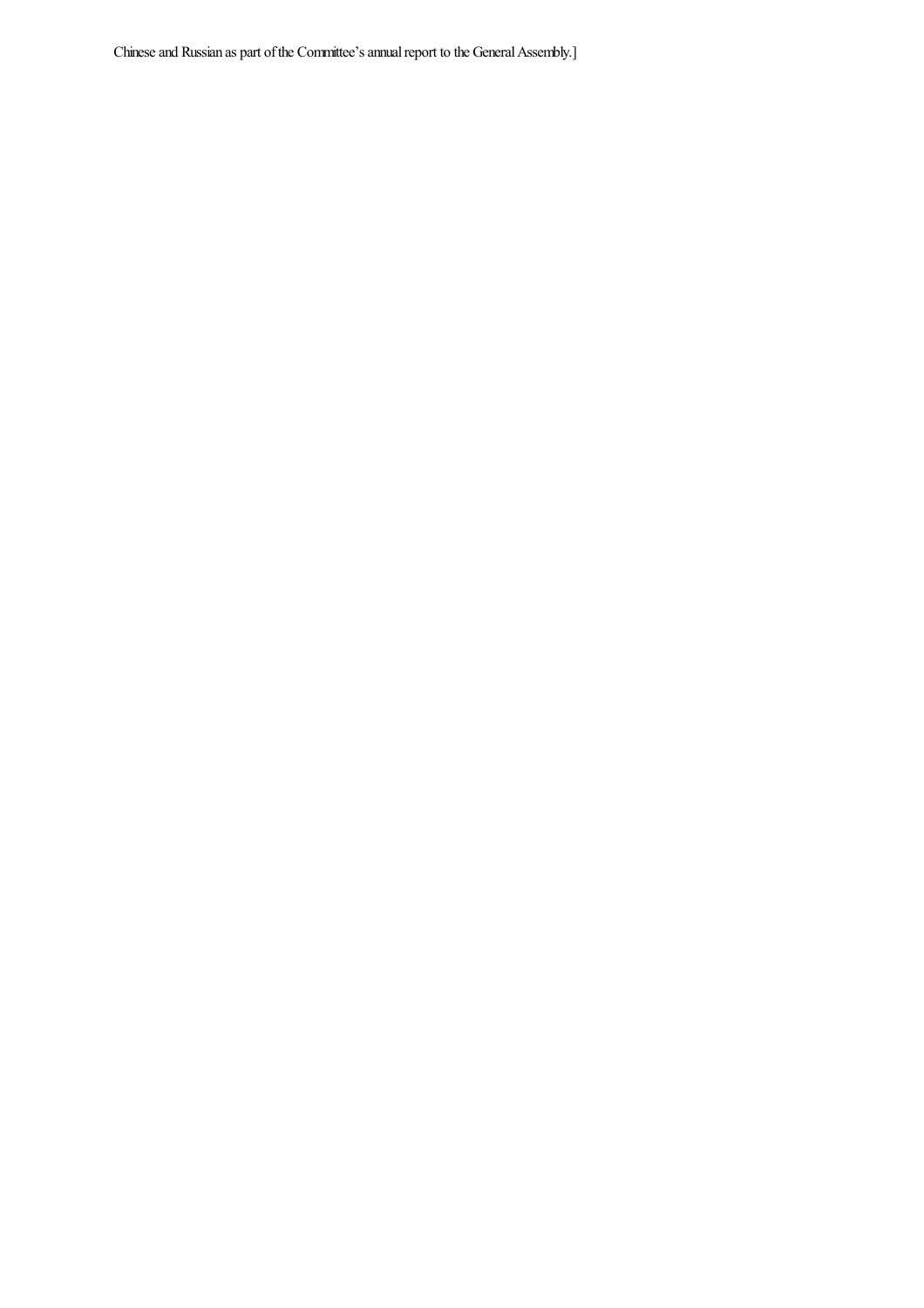Chinese and Russian as part of the Committee's annual report to the General Assembly.]